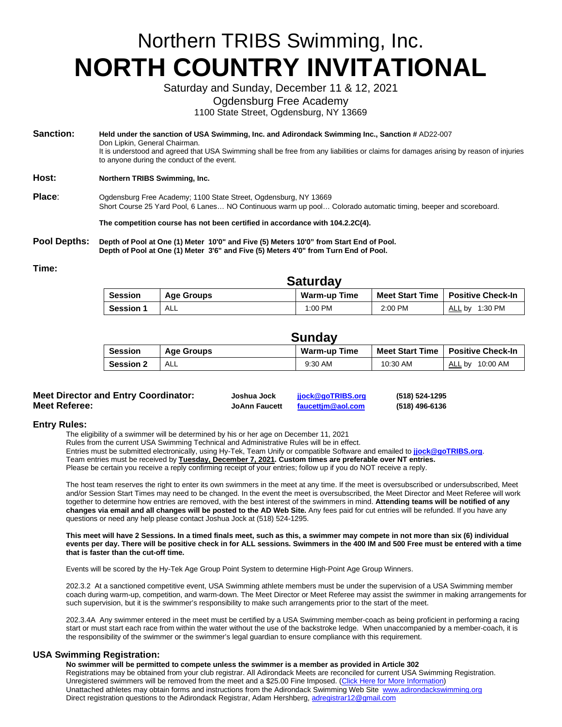# Northern TRIBS Swimming, Inc.

# NORTH COUNTRY INVITATIONAL

Saturday and Sunday, December 11 & 12, 2021

Ogdensburg Free Academy

1100 State Street, Ogdensburg, NY 13669

**Sanction:** **Held under the sanction of USA Swimming, Inc. and Adirondack Swimming Inc., Sanction #** AD22-007
Don Lipkin, General Chairman.
It is understood and agreed that USA Swimming shall be free from any liabilities or claims for damages arising by reason of injuries to anyone during the conduct of the event.

**Host:** **Northern TRIBS Swimming, Inc.**

**Place:** Ogdensburg Free Academy; 1100 State Street, Ogdensburg, NY 13669
Short Course 25 Yard Pool, 6 Lanes… NO Continuous warm up pool… Colorado automatic timing, beeper and scoreboard.

**The competition course has not been certified in accordance with 104.2.2C(4).**

**Pool Depths:** **Depth of Pool at One (1) Meter 10'0" and Five (5) Meters 10'0" from Start End of Pool.**
**Depth of Pool at One (1) Meter 3'6" and Five (5) Meters 4'0" from Turn End of Pool.**

**Time:**

**Saturday**

| Session | Age Groups | Warm-up Time | Meet Start Time | Positive Check-In |
|---|---|---|---|---|
| **Session 1** | ALL | 1:00 PM | 2:00 PM | ALL by 1:30 PM |

**Sunday**

| Session | Age Groups | Warm-up Time | Meet Start Time | Positive Check-In |
|---|---|---|---|---|
| **Session 2** | ALL | 9:30 AM | 10:30 AM | ALL by 10:00 AM |

| | | | |
|---|---|---|---|
| **Meet Director and Entry Coordinator:** | **Joshua Jock** | **jjock@goTRIBS.org** | **(518) 524-1295** |
| **Meet Referee:** | **JoAnn Faucett** | **faucettjm@aol.com** | **(518) 496-6136** |

## Entry Rules:

The eligibility of a swimmer will be determined by his or her age on December 11, 2021
Rules from the current USA Swimming Technical and Administrative Rules will be in effect.
Entries must be submitted electronically, using Hy-Tek, Team Unify or compatible Software and emailed to **jjock@goTRIBS.org**.
Team entries must be received by **Tuesday, December 7, 2021. Custom times are preferable over NT entries.**
Please be certain you receive a reply confirming receipt of your entries; follow up if you do NOT receive a reply.

The host team reserves the right to enter its own swimmers in the meet at any time. If the meet is oversubscribed or undersubscribed, Meet and/or Session Start Times may need to be changed. In the event the meet is oversubscribed, the Meet Director and Meet Referee will work together to determine how entries are removed, with the best interest of the swimmers in mind. **Attending teams will be notified of any changes via email and all changes will be posted to the AD Web Site.** Any fees paid for cut entries will be refunded. If you have any questions or need any help please contact Joshua Jock at (518) 524-1295.

**This meet will have 2 Sessions. In a timed finals meet, such as this, a swimmer may compete in not more than six (6) individual events per day. There will be positive check in for ALL sessions. Swimmers in the 400 IM and 500 Free must be entered with a time that is faster than the cut-off time.**

Events will be scored by the Hy-Tek Age Group Point System to determine High-Point Age Group Winners.

202.3.2 At a sanctioned competitive event, USA Swimming athlete members must be under the supervision of a USA Swimming member coach during warm-up, competition, and warm-down. The Meet Director or Meet Referee may assist the swimmer in making arrangements for such supervision, but it is the swimmer's responsibility to make such arrangements prior to the start of the meet.

202.3.4A Any swimmer entered in the meet must be certified by a USA Swimming member-coach as being proficient in performing a racing start or must start each race from within the water without the use of the backstroke ledge. When unaccompanied by a member-coach, it is the responsibility of the swimmer or the swimmer's legal guardian to ensure compliance with this requirement.

## USA Swimming Registration:

**No swimmer will be permitted to compete unless the swimmer is a member as provided in Article 302**
Registrations may be obtained from your club registrar. All Adirondack Meets are reconciled for current USA Swimming Registration.
Unregistered swimmers will be removed from the meet and a $25.00 Fine Imposed. (Click Here for More Information)
Unattached athletes may obtain forms and instructions from the Adirondack Swimming Web Site www.adirondackswimming.org
Direct registration questions to the Adirondack Registrar, Adam Hershberg, adregistrar12@gmail.com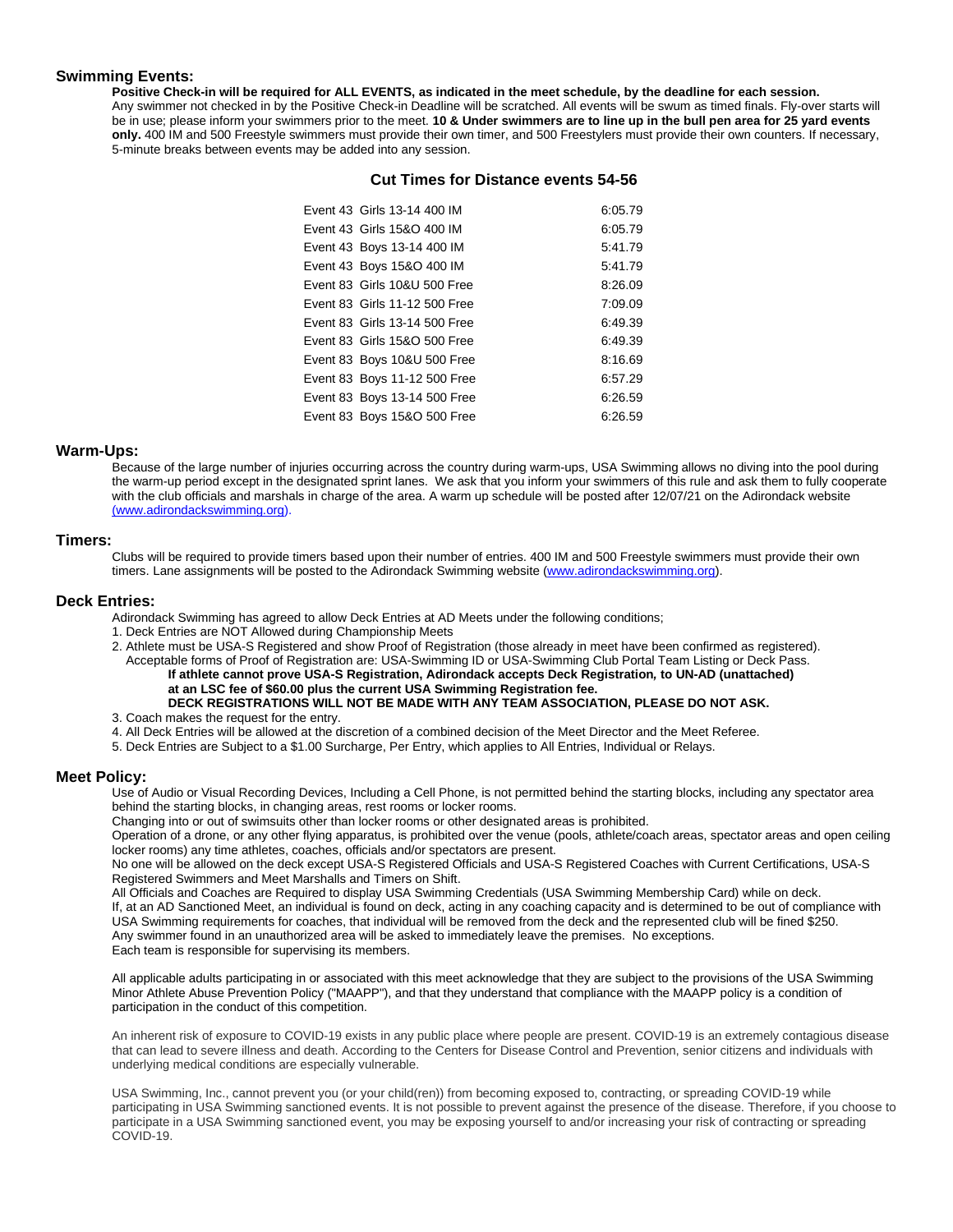## Swimming Events:

**Positive Check-in will be required for ALL EVENTS, as indicated in the meet schedule, by the deadline for each session.** Any swimmer not checked in by the Positive Check-in Deadline will be scratched. All events will be swum as timed finals. Fly-over starts will be in use; please inform your swimmers prior to the meet. **10 & Under swimmers are to line up in the bull pen area for 25 yard events only.** 400 IM and 500 Freestyle swimmers must provide their own timer, and 500 Freestylers must provide their own counters. If necessary, 5-minute breaks between events may be added into any session.

### Cut Times for Distance events 54-56

| Event | Time |
|---|---|
| Event 43 Girls 13-14 400 IM | 6:05.79 |
| Event 43 Girls 15&O 400 IM | 6:05.79 |
| Event 43 Boys 13-14 400 IM | 5:41.79 |
| Event 43 Boys 15&O 400 IM | 5:41.79 |
| Event 83 Girls 10&U 500 Free | 8:26.09 |
| Event 83 Girls 11-12 500 Free | 7:09.09 |
| Event 83 Girls 13-14 500 Free | 6:49.39 |
| Event 83 Girls 15&O 500 Free | 6:49.39 |
| Event 83 Boys 10&U 500 Free | 8:16.69 |
| Event 83 Boys 11-12 500 Free | 6:57.29 |
| Event 83 Boys 13-14 500 Free | 6:26.59 |
| Event 83 Boys 15&O 500 Free | 6:26.59 |

## Warm-Ups:

Because of the large number of injuries occurring across the country during warm-ups, USA Swimming allows no diving into the pool during the warm-up period except in the designated sprint lanes. We ask that you inform your swimmers of this rule and ask them to fully cooperate with the club officials and marshals in charge of the area. A warm up schedule will be posted after 12/07/21 on the Adirondack website (www.adirondackswimming.org).

## Timers:

Clubs will be required to provide timers based upon their number of entries. 400 IM and 500 Freestyle swimmers must provide their own timers. Lane assignments will be posted to the Adirondack Swimming website (www.adirondackswimming.org).

## Deck Entries:

Adirondack Swimming has agreed to allow Deck Entries at AD Meets under the following conditions;

1. Deck Entries are NOT Allowed during Championship Meets
2. Athlete must be USA-S Registered and show Proof of Registration (those already in meet have been confirmed as registered). Acceptable forms of Proof of Registration are: USA-Swimming ID or USA-Swimming Club Portal Team Listing or Deck Pass.
   **If athlete cannot prove USA-S Registration, Adirondack accepts Deck Registration, to UN-AD (unattached) at an LSC fee of $60.00 plus the current USA Swimming Registration fee.**
   **DECK REGISTRATIONS WILL NOT BE MADE WITH ANY TEAM ASSOCIATION, PLEASE DO NOT ASK.**
3. Coach makes the request for the entry.
4. All Deck Entries will be allowed at the discretion of a combined decision of the Meet Director and the Meet Referee.
5. Deck Entries are Subject to a $1.00 Surcharge, Per Entry, which applies to All Entries, Individual or Relays.

## Meet Policy:

Use of Audio or Visual Recording Devices, Including a Cell Phone, is not permitted behind the starting blocks, including any spectator area behind the starting blocks, in changing areas, rest rooms or locker rooms.
Changing into or out of swimsuits other than locker rooms or other designated areas is prohibited.
Operation of a drone, or any other flying apparatus, is prohibited over the venue (pools, athlete/coach areas, spectator areas and open ceiling locker rooms) any time athletes, coaches, officials and/or spectators are present.
No one will be allowed on the deck except USA-S Registered Officials and USA-S Registered Coaches with Current Certifications, USA-S Registered Swimmers and Meet Marshalls and Timers on Shift.
All Officials and Coaches are Required to display USA Swimming Credentials (USA Swimming Membership Card) while on deck.
If, at an AD Sanctioned Meet, an individual is found on deck, acting in any coaching capacity and is determined to be out of compliance with USA Swimming requirements for coaches, that individual will be removed from the deck and the represented club will be fined $250.
Any swimmer found in an unauthorized area will be asked to immediately leave the premises. No exceptions.
Each team is responsible for supervising its members.

All applicable adults participating in or associated with this meet acknowledge that they are subject to the provisions of the USA Swimming Minor Athlete Abuse Prevention Policy ("MAAPP"), and that they understand that compliance with the MAAPP policy is a condition of participation in the conduct of this competition.

An inherent risk of exposure to COVID-19 exists in any public place where people are present. COVID-19 is an extremely contagious disease that can lead to severe illness and death. According to the Centers for Disease Control and Prevention, senior citizens and individuals with underlying medical conditions are especially vulnerable.

USA Swimming, Inc., cannot prevent you (or your child(ren)) from becoming exposed to, contracting, or spreading COVID-19 while participating in USA Swimming sanctioned events. It is not possible to prevent against the presence of the disease. Therefore, if you choose to participate in a USA Swimming sanctioned event, you may be exposing yourself to and/or increasing your risk of contracting or spreading COVID-19.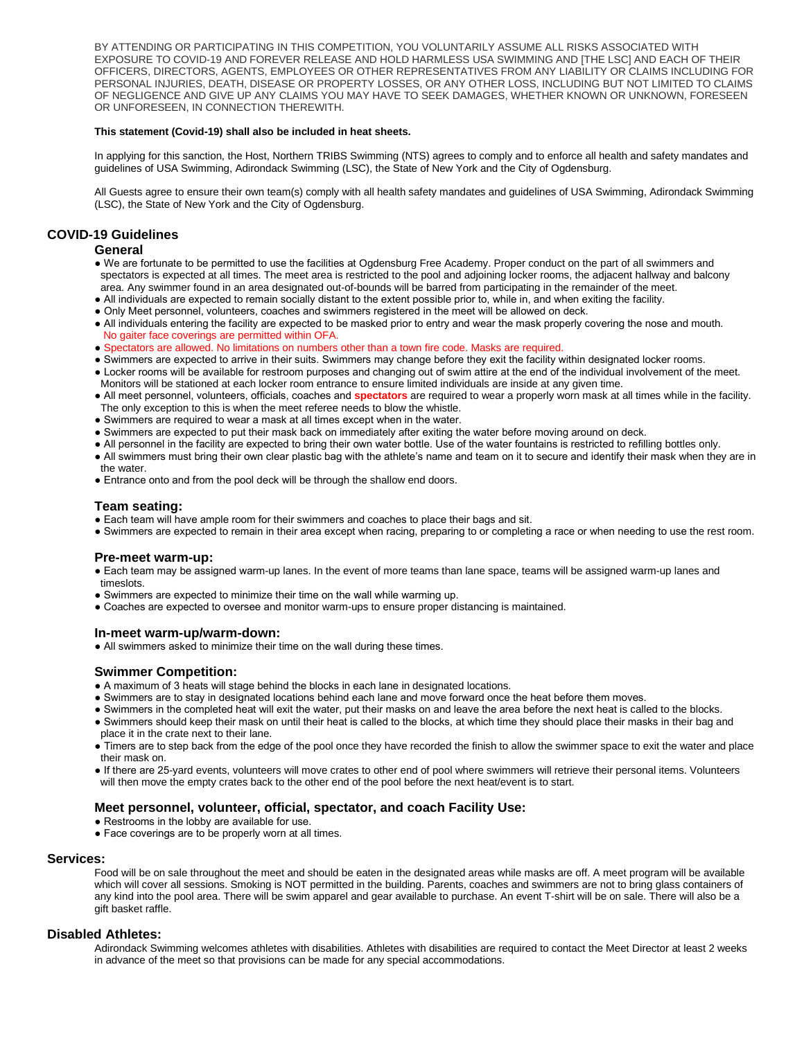BY ATTENDING OR PARTICIPATING IN THIS COMPETITION, YOU VOLUNTARILY ASSUME ALL RISKS ASSOCIATED WITH EXPOSURE TO COVID-19 AND FOREVER RELEASE AND HOLD HARMLESS USA SWIMMING AND [THE LSC] AND EACH OF THEIR OFFICERS, DIRECTORS, AGENTS, EMPLOYEES OR OTHER REPRESENTATIVES FROM ANY LIABILITY OR CLAIMS INCLUDING FOR PERSONAL INJURIES, DEATH, DISEASE OR PROPERTY LOSSES, OR ANY OTHER LOSS, INCLUDING BUT NOT LIMITED TO CLAIMS OF NEGLIGENCE AND GIVE UP ANY CLAIMS YOU MAY HAVE TO SEEK DAMAGES, WHETHER KNOWN OR UNKNOWN, FORESEEN OR UNFORESEEN, IN CONNECTION THEREWITH.

**This statement (Covid-19) shall also be included in heat sheets.**

In applying for this sanction, the Host, Northern TRIBS Swimming (NTS) agrees to comply and to enforce all health and safety mandates and guidelines of USA Swimming, Adirondack Swimming (LSC), the State of New York and the City of Ogdensburg.

All Guests agree to ensure their own team(s) comply with all health safety mandates and guidelines of USA Swimming, Adirondack Swimming (LSC), the State of New York and the City of Ogdensburg.

## COVID-19 Guidelines

### General

- We are fortunate to be permitted to use the facilities at Ogdensburg Free Academy. Proper conduct on the part of all swimmers and spectators is expected at all times. The meet area is restricted to the pool and adjoining locker rooms, the adjacent hallway and balcony area. Any swimmer found in an area designated out-of-bounds will be barred from participating in the remainder of the meet.
- All individuals are expected to remain socially distant to the extent possible prior to, while in, and when exiting the facility.
- Only Meet personnel, volunteers, coaches and swimmers registered in the meet will be allowed on deck.
- All individuals entering the facility are expected to be masked prior to entry and wear the mask properly covering the nose and mouth. No gaiter face coverings are permitted within OFA.
- Spectators are allowed. No limitations on numbers other than a town fire code. Masks are required.
- Swimmers are expected to arrive in their suits. Swimmers may change before they exit the facility within designated locker rooms.
- Locker rooms will be available for restroom purposes and changing out of swim attire at the end of the individual involvement of the meet. Monitors will be stationed at each locker room entrance to ensure limited individuals are inside at any given time.
- All meet personnel, volunteers, officials, coaches and **spectators** are required to wear a properly worn mask at all times while in the facility. The only exception to this is when the meet referee needs to blow the whistle.
- Swimmers are required to wear a mask at all times except when in the water.
- Swimmers are expected to put their mask back on immediately after exiting the water before moving around on deck.
- All personnel in the facility are expected to bring their own water bottle. Use of the water fountains is restricted to refilling bottles only.
- All swimmers must bring their own clear plastic bag with the athlete's name and team on it to secure and identify their mask when they are in the water.
- Entrance onto and from the pool deck will be through the shallow end doors.

### Team seating:

- Each team will have ample room for their swimmers and coaches to place their bags and sit.
- Swimmers are expected to remain in their area except when racing, preparing to or completing a race or when needing to use the rest room.

### Pre-meet warm-up:

- Each team may be assigned warm-up lanes. In the event of more teams than lane space, teams will be assigned warm-up lanes and timeslots.
- Swimmers are expected to minimize their time on the wall while warming up.
- Coaches are expected to oversee and monitor warm-ups to ensure proper distancing is maintained.

### In-meet warm-up/warm-down:

- All swimmers asked to minimize their time on the wall during these times.

### Swimmer Competition:

- A maximum of 3 heats will stage behind the blocks in each lane in designated locations.
- Swimmers are to stay in designated locations behind each lane and move forward once the heat before them moves.
- Swimmers in the completed heat will exit the water, put their masks on and leave the area before the next heat is called to the blocks.
- Swimmers should keep their mask on until their heat is called to the blocks, at which time they should place their masks in their bag and place it in the crate next to their lane.
- Timers are to step back from the edge of the pool once they have recorded the finish to allow the swimmer space to exit the water and place their mask on.
- If there are 25-yard events, volunteers will move crates to other end of pool where swimmers will retrieve their personal items. Volunteers will then move the empty crates back to the other end of the pool before the next heat/event is to start.

### Meet personnel, volunteer, official, spectator, and coach Facility Use:

- Restrooms in the lobby are available for use.
- Face coverings are to be properly worn at all times.

## Services:

Food will be on sale throughout the meet and should be eaten in the designated areas while masks are off. A meet program will be available which will cover all sessions. Smoking is NOT permitted in the building. Parents, coaches and swimmers are not to bring glass containers of any kind into the pool area. There will be swim apparel and gear available to purchase. An event T-shirt will be on sale. There will also be a gift basket raffle.

## Disabled Athletes:

Adirondack Swimming welcomes athletes with disabilities. Athletes with disabilities are required to contact the Meet Director at least 2 weeks in advance of the meet so that provisions can be made for any special accommodations.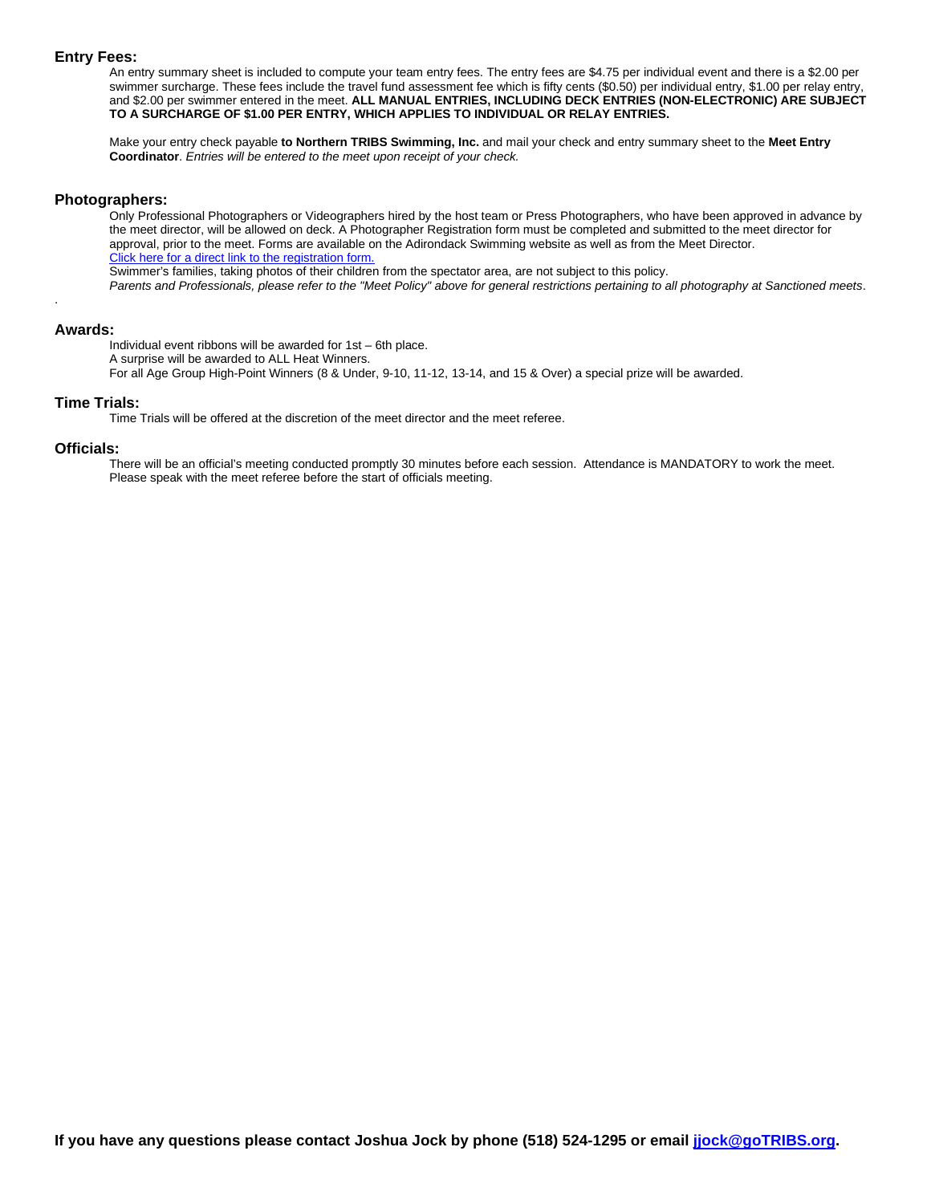## Entry Fees:

An entry summary sheet is included to compute your team entry fees. The entry fees are $4.75 per individual event and there is a $2.00 per swimmer surcharge. These fees include the travel fund assessment fee which is fifty cents ($0.50) per individual entry, $1.00 per relay entry, and $2.00 per swimmer entered in the meet. **ALL MANUAL ENTRIES, INCLUDING DECK ENTRIES (NON-ELECTRONIC) ARE SUBJECT TO A SURCHARGE OF $1.00 PER ENTRY, WHICH APPLIES TO INDIVIDUAL OR RELAY ENTRIES.**

Make your entry check payable **to Northern TRIBS Swimming, Inc.** and mail your check and entry summary sheet to the **Meet Entry Coordinator**. *Entries will be entered to the meet upon receipt of your check.*

## Photographers:

Only Professional Photographers or Videographers hired by the host team or Press Photographers, who have been approved in advance by the meet director, will be allowed on deck. A Photographer Registration form must be completed and submitted to the meet director for approval, prior to the meet. Forms are available on the Adirondack Swimming website as well as from the Meet Director.
Click here for a direct link to the registration form.
Swimmer's families, taking photos of their children from the spectator area, are not subject to this policy.
*Parents and Professionals, please refer to the "Meet Policy" above for general restrictions pertaining to all photography at Sanctioned meets*.

## Awards:

Individual event ribbons will be awarded for 1st – 6th place.
A surprise will be awarded to ALL Heat Winners.
For all Age Group High-Point Winners (8 & Under, 9-10, 11-12, 13-14, and 15 & Over) a special prize will be awarded.

## Time Trials:

Time Trials will be offered at the discretion of the meet director and the meet referee.

## Officials:

There will be an official's meeting conducted promptly 30 minutes before each session. Attendance is MANDATORY to work the meet. Please speak with the meet referee before the start of officials meeting.

**If you have any questions please contact Joshua Jock by phone (518) 524-1295 or email jjock@goTRIBS.org.**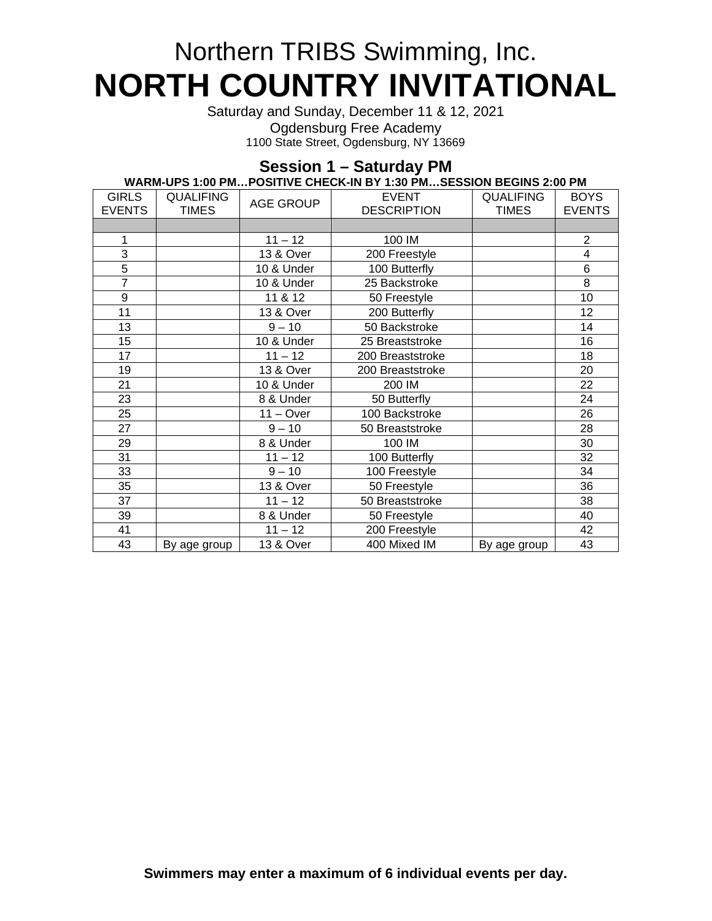# Northern TRIBS Swimming, Inc.

# NORTH COUNTRY INVITATIONAL

Saturday and Sunday, December 11 & 12, 2021

Ogdensburg Free Academy

1100 State Street, Ogdensburg, NY 13669

## Session 1 – Saturday PM

**WARM-UPS 1:00 PM…POSITIVE CHECK-IN BY 1:30 PM…SESSION BEGINS 2:00 PM**

| GIRLS EVENTS | QUALIFING TIMES | AGE GROUP | EVENT DESCRIPTION | QUALIFING TIMES | BOYS EVENTS |
|---|---|---|---|---|---|
| | | | | | |
| 1 | | 11 – 12 | 100 IM | | 2 |
| 3 | | 13 & Over | 200 Freestyle | | 4 |
| 5 | | 10 & Under | 100 Butterfly | | 6 |
| 7 | | 10 & Under | 25 Backstroke | | 8 |
| 9 | | 11 & 12 | 50 Freestyle | | 10 |
| 11 | | 13 & Over | 200 Butterfly | | 12 |
| 13 | | 9 – 10 | 50 Backstroke | | 14 |
| 15 | | 10 & Under | 25 Breaststroke | | 16 |
| 17 | | 11 – 12 | 200 Breaststroke | | 18 |
| 19 | | 13 & Over | 200 Breaststroke | | 20 |
| 21 | | 10 & Under | 200 IM | | 22 |
| 23 | | 8 & Under | 50 Butterfly | | 24 |
| 25 | | 11 – Over | 100 Backstroke | | 26 |
| 27 | | 9 – 10 | 50 Breaststroke | | 28 |
| 29 | | 8 & Under | 100 IM | | 30 |
| 31 | | 11 – 12 | 100 Butterfly | | 32 |
| 33 | | 9 – 10 | 100 Freestyle | | 34 |
| 35 | | 13 & Over | 50 Freestyle | | 36 |
| 37 | | 11 – 12 | 50 Breaststroke | | 38 |
| 39 | | 8 & Under | 50 Freestyle | | 40 |
| 41 | | 11 – 12 | 200 Freestyle | | 42 |
| 43 | By age group | 13 & Over | 400 Mixed IM | By age group | 43 |

**Swimmers may enter a maximum of 6 individual events per day.**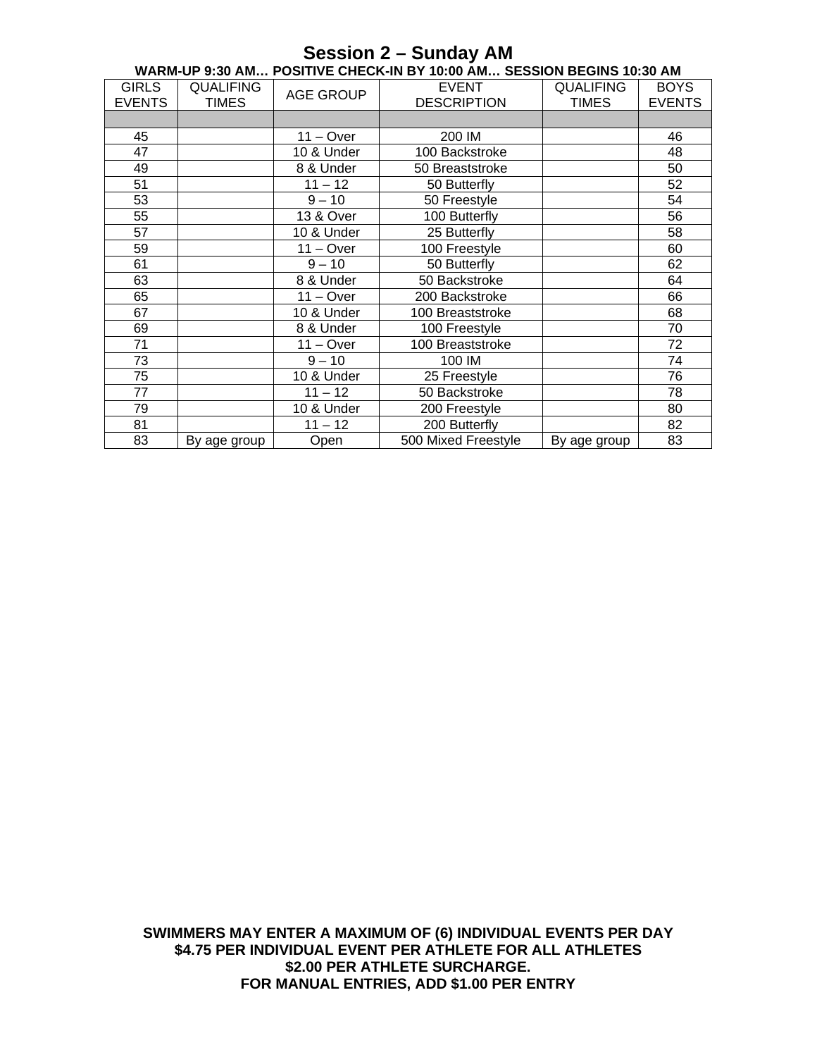## Session 2 – Sunday AM

**WARM-UP 9:30 AM… POSITIVE CHECK-IN BY 10:00 AM… SESSION BEGINS 10:30 AM**

| GIRLS EVENTS | QUALIFING TIMES | AGE GROUP | EVENT DESCRIPTION | QUALIFING TIMES | BOYS EVENTS |
|---|---|---|---|---|---|
| | | | | | |
| 45 | | 11 – Over | 200 IM | | 46 |
| 47 | | 10 & Under | 100 Backstroke | | 48 |
| 49 | | 8 & Under | 50 Breaststroke | | 50 |
| 51 | | 11 – 12 | 50 Butterfly | | 52 |
| 53 | | 9 – 10 | 50 Freestyle | | 54 |
| 55 | | 13 & Over | 100 Butterfly | | 56 |
| 57 | | 10 & Under | 25 Butterfly | | 58 |
| 59 | | 11 – Over | 100 Freestyle | | 60 |
| 61 | | 9 – 10 | 50 Butterfly | | 62 |
| 63 | | 8 & Under | 50 Backstroke | | 64 |
| 65 | | 11 – Over | 200 Backstroke | | 66 |
| 67 | | 10 & Under | 100 Breaststroke | | 68 |
| 69 | | 8 & Under | 100 Freestyle | | 70 |
| 71 | | 11 – Over | 100 Breaststroke | | 72 |
| 73 | | 9 – 10 | 100 IM | | 74 |
| 75 | | 10 & Under | 25 Freestyle | | 76 |
| 77 | | 11 – 12 | 50 Backstroke | | 78 |
| 79 | | 10 & Under | 200 Freestyle | | 80 |
| 81 | | 11 – 12 | 200 Butterfly | | 82 |
| 83 | By age group | Open | 500 Mixed Freestyle | By age group | 83 |

**SWIMMERS MAY ENTER A MAXIMUM OF (6) INDIVIDUAL EVENTS PER DAY**
**$4.75 PER INDIVIDUAL EVENT PER ATHLETE FOR ALL ATHLETES**
**$2.00 PER ATHLETE SURCHARGE.**
**FOR MANUAL ENTRIES, ADD $1.00 PER ENTRY**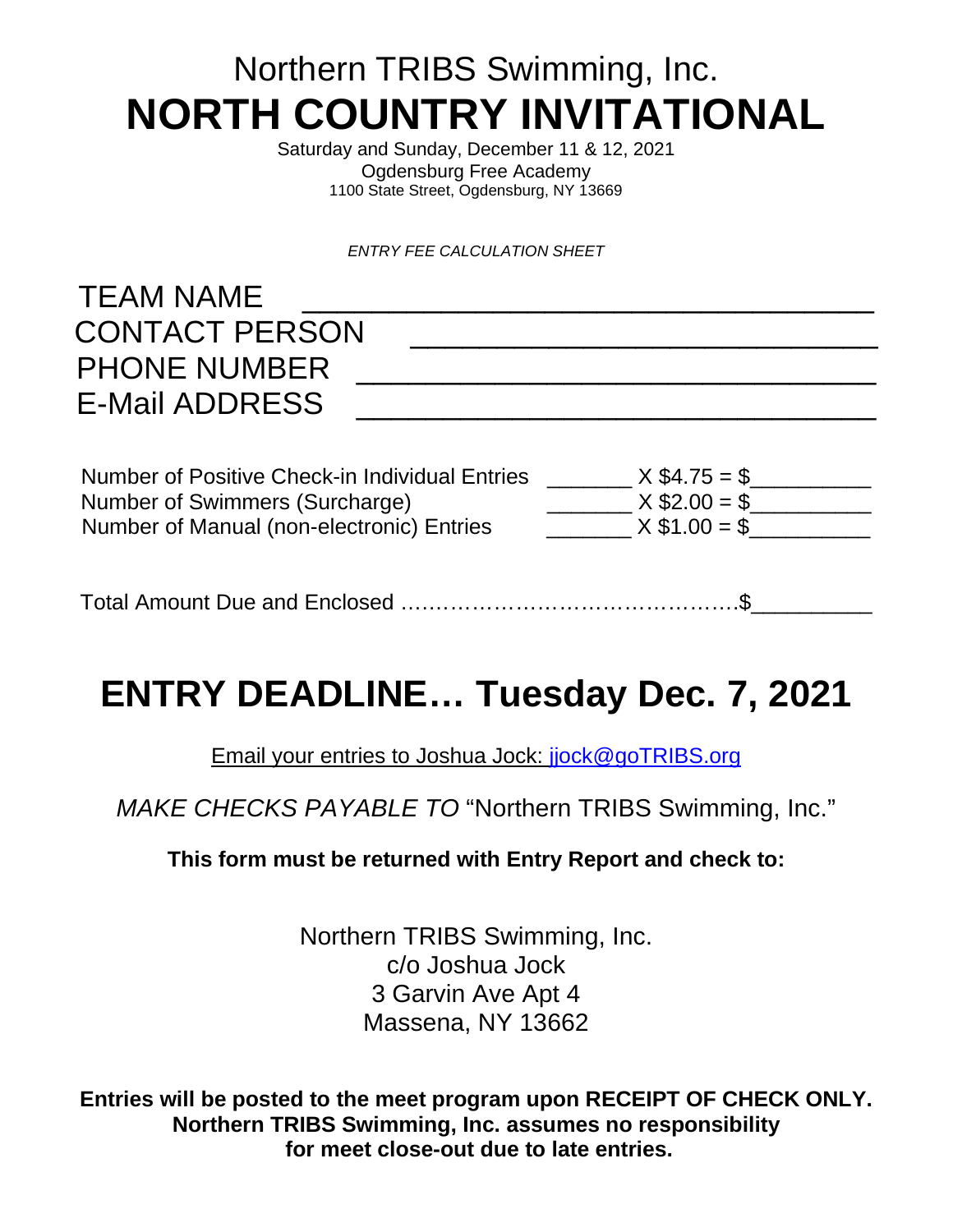# Northern TRIBS Swimming, Inc.

# NORTH COUNTRY INVITATIONAL

Saturday and Sunday, December 11 & 12, 2021
Ogdensburg Free Academy
1100 State Street, Ogdensburg, NY 13669

*ENTRY FEE CALCULATION SHEET*

TEAM NAME ________________________________

CONTACT PERSON ___________________________

PHONE NUMBER _____________________________

E-Mail ADDRESS ___________________________

| | | |
|---|---|---|
| Number of Positive Check-in Individual Entries | _______ X $4.75 = | $__________ |
| Number of Swimmers (Surcharge) | _______ X $2.00 = | $__________ |
| Number of Manual (non-electronic) Entries | _______ X $1.00 = | $__________ |

Total Amount Due and Enclosed ……………………………………….$__________

# ENTRY DEADLINE… Tuesday Dec. 7, 2021

Email your entries to Joshua Jock: jjock@goTRIBS.org

*MAKE CHECKS PAYABLE TO* "Northern TRIBS Swimming, Inc."

**This form must be returned with Entry Report and check to:**

Northern TRIBS Swimming, Inc.
c/o Joshua Jock
3 Garvin Ave Apt 4
Massena, NY 13662

**Entries will be posted to the meet program upon RECEIPT OF CHECK ONLY. Northern TRIBS Swimming, Inc. assumes no responsibility for meet close-out due to late entries.**